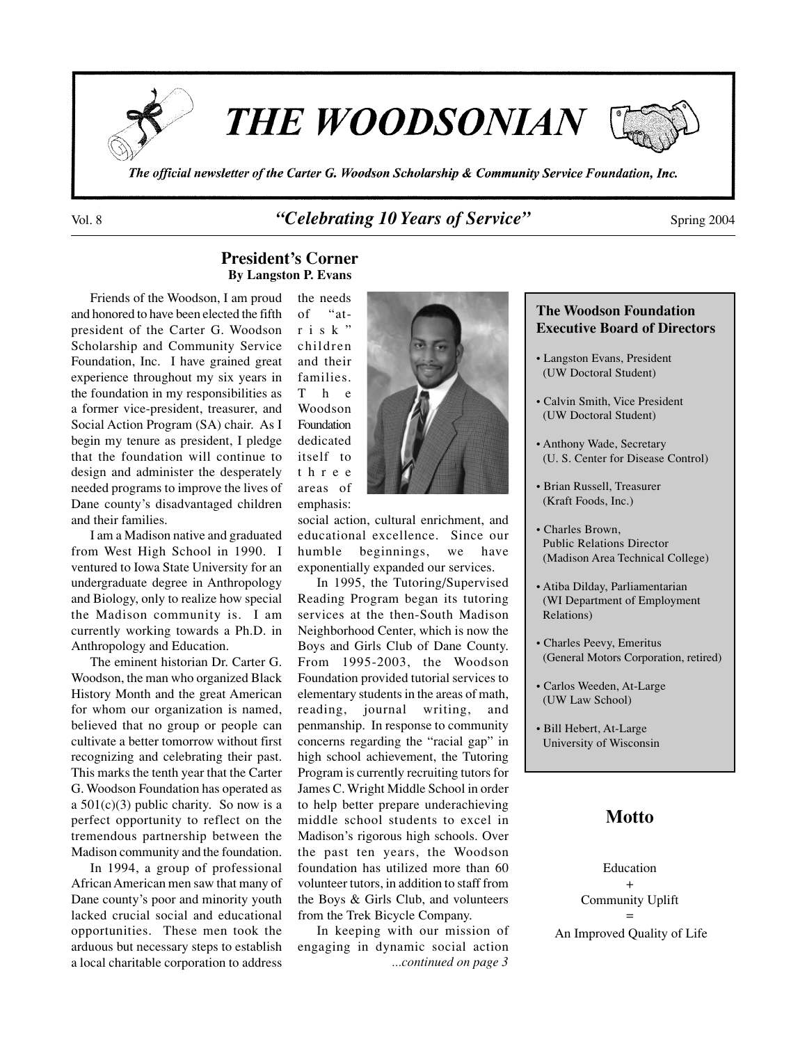# THE WOODSONIAN

*The official newsletter of the Carter G. Woodson Scholarship & Community Service Foundation, Inc.*

Vol. 8 — ***"Celebrating 10 Years of Service"*** — Spring 2004

## President's Corner

**By Langston P. Evans**

Friends of the Woodson, I am proud and honored to have been elected the fifth president of the Carter G. Woodson Scholarship and Community Service Foundation, Inc. I have grained great experience throughout my six years in the foundation in my responsibilities as a former vice-president, treasurer, and Social Action Program (SA) chair. As I begin my tenure as president, I pledge that the foundation will continue to design and administer the desperately needed programs to improve the lives of Dane county's disadvantaged children and their families.

I am a Madison native and graduated from West High School in 1990. I ventured to Iowa State University for an undergraduate degree in Anthropology and Biology, only to realize how special the Madison community is. I am currently working towards a Ph.D. in Anthropology and Education.

The eminent historian Dr. Carter G. Woodson, the man who organized Black History Month and the great American for whom our organization is named, believed that no group or people can cultivate a better tomorrow without first recognizing and celebrating their past. This marks the tenth year that the Carter G. Woodson Foundation has operated as a 501(c)(3) public charity. So now is a perfect opportunity to reflect on the tremendous partnership between the Madison community and the foundation.

In 1994, a group of professional African American men saw that many of Dane county's poor and minority youth lacked crucial social and educational opportunities. These men took the arduous but necessary steps to establish a local charitable corporation to address the needs of "at-risk" children and their families. The Woodson Foundation dedicated itself to three areas of emphasis: social action, cultural enrichment, and educational excellence. Since our humble beginnings, we have exponentially expanded our services.

In 1995, the Tutoring/Supervised Reading Program began its tutoring services at the then-South Madison Neighborhood Center, which is now the Boys and Girls Club of Dane County. From 1995-2003, the Woodson Foundation provided tutorial services to elementary students in the areas of math, reading, journal writing, and penmanship. In response to community concerns regarding the "racial gap" in high school achievement, the Tutoring Program is currently recruiting tutors for James C. Wright Middle School in order to help better prepare underachieving middle school students to excel in Madison's rigorous high schools. Over the past ten years, the Woodson foundation has utilized more than 60 volunteer tutors, in addition to staff from the Boys & Girls Club, and volunteers from the Trek Bicycle Company.

In keeping with our mission of engaging in dynamic social action

*...continued on page 3*

### The Woodson Foundation Executive Board of Directors

- Langston Evans, President
  (UW Doctoral Student)
- Calvin Smith, Vice President
  (UW Doctoral Student)
- Anthony Wade, Secretary
  (U. S. Center for Disease Control)
- Brian Russell, Treasurer
  (Kraft Foods, Inc.)
- Charles Brown,
  Public Relations Director
  (Madison Area Technical College)
- Atiba Dilday, Parliamentarian
  (WI Department of Employment Relations)
- Charles Peevy, Emeritus
  (General Motors Corporation, retired)
- Carlos Weeden, At-Large
  (UW Law School)
- Bill Hebert, At-Large
  University of Wisconsin

## Motto

Education
+
Community Uplift
=
An Improved Quality of Life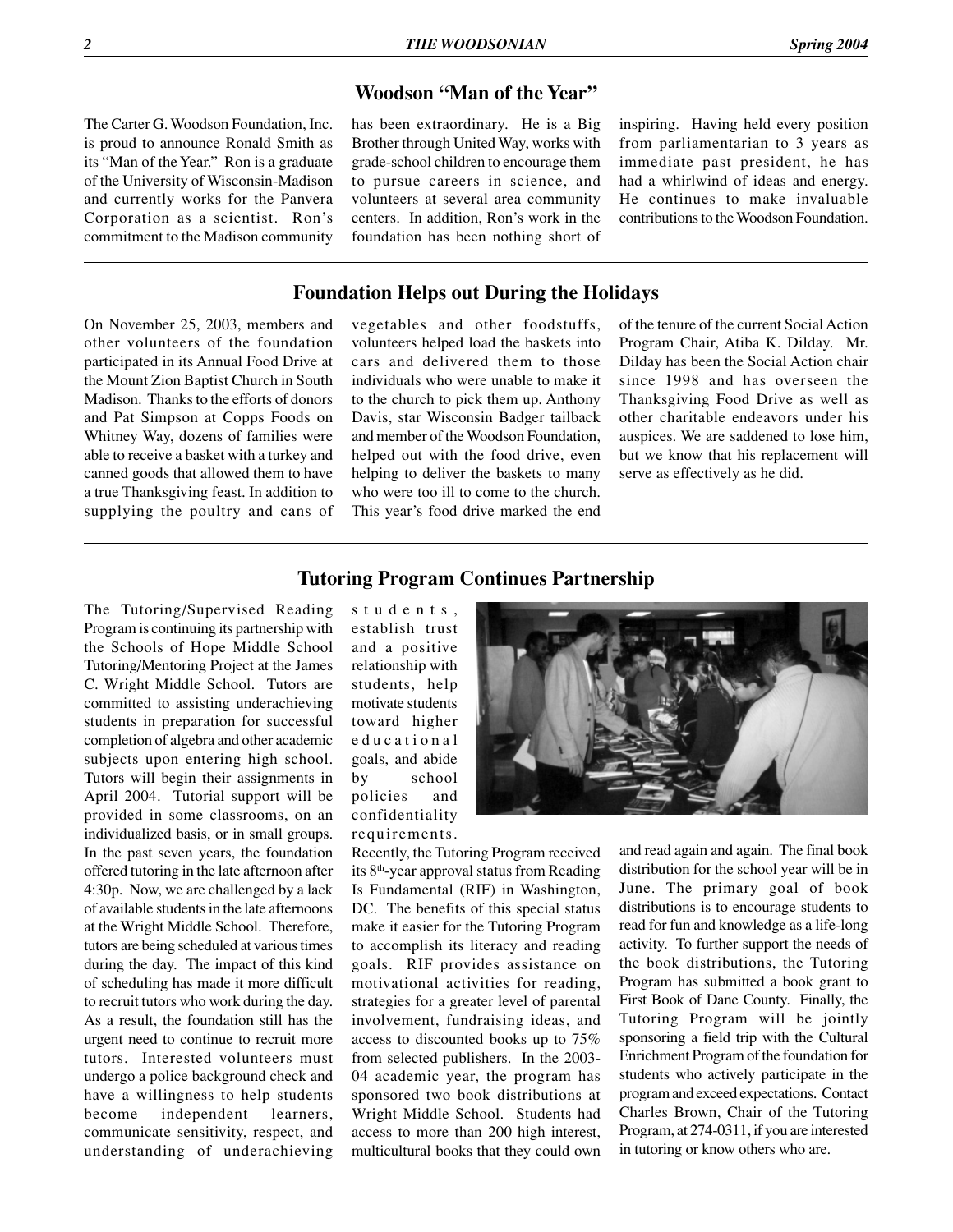## Woodson "Man of the Year"

The Carter G. Woodson Foundation, Inc. is proud to announce Ronald Smith as its "Man of the Year." Ron is a graduate of the University of Wisconsin-Madison and currently works for the Panvera Corporation as a scientist. Ron's commitment to the Madison community has been extraordinary. He is a Big Brother through United Way, works with grade-school children to encourage them to pursue careers in science, and volunteers at several area community centers. In addition, Ron's work in the foundation has been nothing short of inspiring. Having held every position from parliamentarian to 3 years as immediate past president, he has had a whirlwind of ideas and energy. He continues to make invaluable contributions to the Woodson Foundation.

## Foundation Helps out During the Holidays

On November 25, 2003, members and other volunteers of the foundation participated in its Annual Food Drive at the Mount Zion Baptist Church in South Madison. Thanks to the efforts of donors and Pat Simpson at Copps Foods on Whitney Way, dozens of families were able to receive a basket with a turkey and canned goods that allowed them to have a true Thanksgiving feast. In addition to supplying the poultry and cans of vegetables and other foodstuffs, volunteers helped load the baskets into cars and delivered them to those individuals who were unable to make it to the church to pick them up. Anthony Davis, star Wisconsin Badger tailback and member of the Woodson Foundation, helped out with the food drive, even helping to deliver the baskets to many who were too ill to come to the church. This year's food drive marked the end of the tenure of the current Social Action Program Chair, Atiba K. Dilday. Mr. Dilday has been the Social Action chair since 1998 and has overseen the Thanksgiving Food Drive as well as other charitable endeavors under his auspices. We are saddened to lose him, but we know that his replacement will serve as effectively as he did.

## Tutoring Program Continues Partnership

The Tutoring/Supervised Reading Program is continuing its partnership with the Schools of Hope Middle School Tutoring/Mentoring Project at the James C. Wright Middle School. Tutors are committed to assisting underachieving students in preparation for successful completion of algebra and other academic subjects upon entering high school. Tutors will begin their assignments in April 2004. Tutorial support will be provided in some classrooms, on an individualized basis, or in small groups. In the past seven years, the foundation offered tutoring in the late afternoon after 4:30p. Now, we are challenged by a lack of available students in the late afternoons at the Wright Middle School. Therefore, tutors are being scheduled at various times during the day. The impact of this kind of scheduling has made it more difficult to recruit tutors who work during the day. As a result, the foundation still has the urgent need to continue to recruit more tutors. Interested volunteers must undergo a police background check and have a willingness to help students become independent learners, communicate sensitivity, respect, and understanding of underachieving students, establish trust and a positive relationship with students, help motivate students toward higher educational goals, and abide by school policies and confidentiality requirements.

Recently, the Tutoring Program received its 8th-year approval status from Reading Is Fundamental (RIF) in Washington, DC. The benefits of this special status make it easier for the Tutoring Program to accomplish its literacy and reading goals. RIF provides assistance on motivational activities for reading, strategies for a greater level of parental involvement, fundraising ideas, and access to discounted books up to 75% from selected publishers. In the 2003-04 academic year, the program has sponsored two book distributions at Wright Middle School. Students had access to more than 200 high interest, multicultural books that they could own and read again and again. The final book distribution for the school year will be in June. The primary goal of book distributions is to encourage students to read for fun and knowledge as a life-long activity. To further support the needs of the book distributions, the Tutoring Program has submitted a book grant to First Book of Dane County. Finally, the Tutoring Program will be jointly sponsoring a field trip with the Cultural Enrichment Program of the foundation for students who actively participate in the program and exceed expectations. Contact Charles Brown, Chair of the Tutoring Program, at 274-0311, if you are interested in tutoring or know others who are.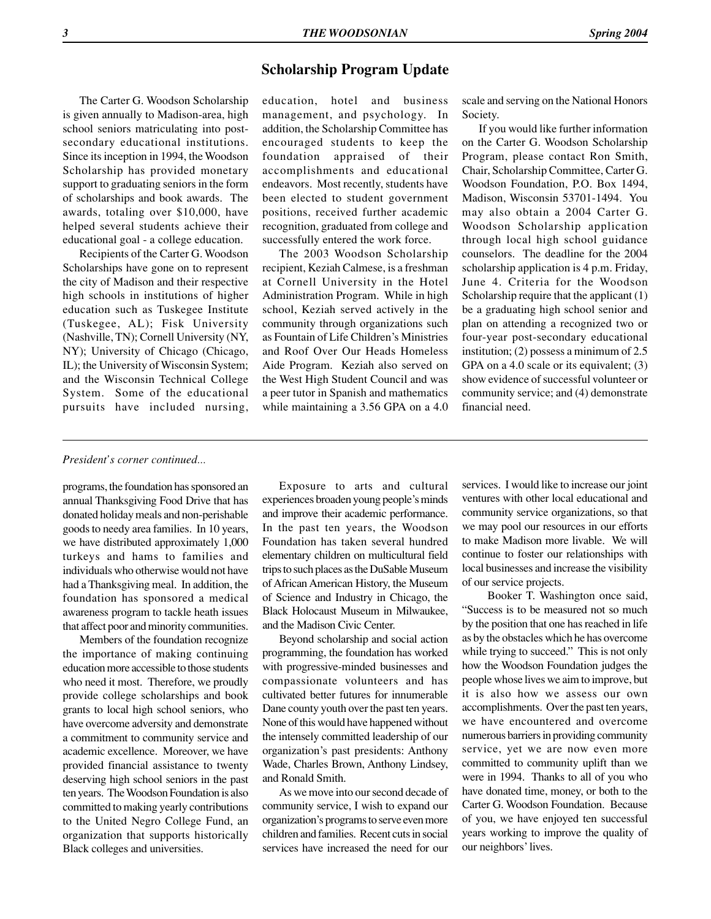## Scholarship Program Update

The Carter G. Woodson Scholarship is given annually to Madison-area, high school seniors matriculating into post-secondary educational institutions. Since its inception in 1994, the Woodson Scholarship has provided monetary support to graduating seniors in the form of scholarships and book awards. The awards, totaling over $10,000, have helped several students achieve their educational goal - a college education.

Recipients of the Carter G. Woodson Scholarships have gone on to represent the city of Madison and their respective high schools in institutions of higher education such as Tuskegee Institute (Tuskegee, AL); Fisk University (Nashville, TN); Cornell University (NY, NY); University of Chicago (Chicago, IL); the University of Wisconsin System; and the Wisconsin Technical College System. Some of the educational pursuits have included nursing, education, hotel and business management, and psychology. In addition, the Scholarship Committee has encouraged students to keep the foundation appraised of their accomplishments and educational endeavors. Most recently, students have been elected to student government positions, received further academic recognition, graduated from college and successfully entered the work force.

The 2003 Woodson Scholarship recipient, Keziah Calmese, is a freshman at Cornell University in the Hotel Administration Program. While in high school, Keziah served actively in the community through organizations such as Fountain of Life Children's Ministries and Roof Over Our Heads Homeless Aide Program. Keziah also served on the West High Student Council and was a peer tutor in Spanish and mathematics while maintaining a 3.56 GPA on a 4.0 scale and serving on the National Honors Society.

If you would like further information on the Carter G. Woodson Scholarship Program, please contact Ron Smith, Chair, Scholarship Committee, Carter G. Woodson Foundation, P.O. Box 1494, Madison, Wisconsin 53701-1494. You may also obtain a 2004 Carter G. Woodson Scholarship application through local high school guidance counselors. The deadline for the 2004 scholarship application is 4 p.m. Friday, June 4. Criteria for the Woodson Scholarship require that the applicant (1) be a graduating high school senior and plan on attending a recognized two or four-year post-secondary educational institution; (2) possess a minimum of 2.5 GPA on a 4.0 scale or its equivalent; (3) show evidence of successful volunteer or community service; and (4) demonstrate financial need.

---

*President's corner continued...*

programs, the foundation has sponsored an annual Thanksgiving Food Drive that has donated holiday meals and non-perishable goods to needy area families. In 10 years, we have distributed approximately 1,000 turkeys and hams to families and individuals who otherwise would not have had a Thanksgiving meal. In addition, the foundation has sponsored a medical awareness program to tackle heath issues that affect poor and minority communities.

Members of the foundation recognize the importance of making continuing education more accessible to those students who need it most. Therefore, we proudly provide college scholarships and book grants to local high school seniors, who have overcome adversity and demonstrate a commitment to community service and academic excellence. Moreover, we have provided financial assistance to twenty deserving high school seniors in the past ten years. The Woodson Foundation is also committed to making yearly contributions to the United Negro College Fund, an organization that supports historically Black colleges and universities.

Exposure to arts and cultural experiences broaden young people's minds and improve their academic performance. In the past ten years, the Woodson Foundation has taken several hundred elementary children on multicultural field trips to such places as the DuSable Museum of African American History, the Museum of Science and Industry in Chicago, the Black Holocaust Museum in Milwaukee, and the Madison Civic Center.

Beyond scholarship and social action programming, the foundation has worked with progressive-minded businesses and compassionate volunteers and has cultivated better futures for innumerable Dane county youth over the past ten years. None of this would have happened without the intensely committed leadership of our organization's past presidents: Anthony Wade, Charles Brown, Anthony Lindsey, and Ronald Smith.

As we move into our second decade of community service, I wish to expand our organization's programs to serve even more children and families. Recent cuts in social services have increased the need for our services. I would like to increase our joint ventures with other local educational and community service organizations, so that we may pool our resources in our efforts to make Madison more livable. We will continue to foster our relationships with local businesses and increase the visibility of our service projects.

Booker T. Washington once said, "Success is to be measured not so much by the position that one has reached in life as by the obstacles which he has overcome while trying to succeed." This is not only how the Woodson Foundation judges the people whose lives we aim to improve, but it is also how we assess our own accomplishments. Over the past ten years, we have encountered and overcome numerous barriers in providing community service, yet we are now even more committed to community uplift than we were in 1994. Thanks to all of you who have donated time, money, or both to the Carter G. Woodson Foundation. Because of you, we have enjoyed ten successful years working to improve the quality of our neighbors' lives.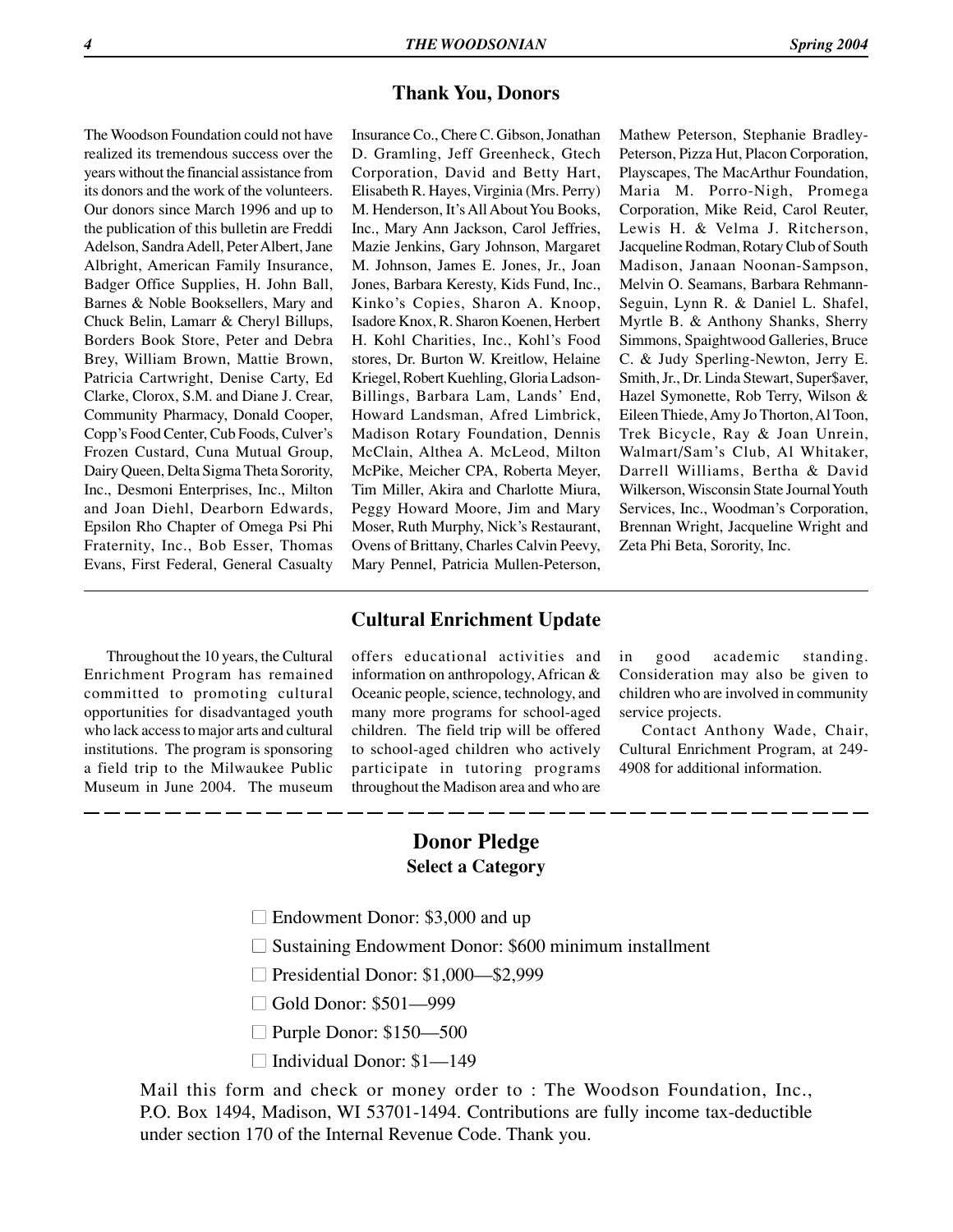## Thank You, Donors

The Woodson Foundation could not have realized its tremendous success over the years without the financial assistance from its donors and the work of the volunteers. Our donors since March 1996 and up to the publication of this bulletin are Freddi Adelson, Sandra Adell, Peter Albert, Jane Albright, American Family Insurance, Badger Office Supplies, H. John Ball, Barnes & Noble Booksellers, Mary and Chuck Belin, Lamarr & Cheryl Billups, Borders Book Store, Peter and Debra Brey, William Brown, Mattie Brown, Patricia Cartwright, Denise Carty, Ed Clarke, Clorox, S.M. and Diane J. Crear, Community Pharmacy, Donald Cooper, Copp's Food Center, Cub Foods, Culver's Frozen Custard, Cuna Mutual Group, Dairy Queen, Delta Sigma Theta Sorority, Inc., Desmoni Enterprises, Inc., Milton and Joan Diehl, Dearborn Edwards, Epsilon Rho Chapter of Omega Psi Phi Fraternity, Inc., Bob Esser, Thomas Evans, First Federal, General Casualty Insurance Co., Chere C. Gibson, Jonathan D. Gramling, Jeff Greenheck, Gtech Corporation, David and Betty Hart, Elisabeth R. Hayes, Virginia (Mrs. Perry) M. Henderson, It's All About You Books, Inc., Mary Ann Jackson, Carol Jeffries, Mazie Jenkins, Gary Johnson, Margaret M. Johnson, James E. Jones, Jr., Joan Jones, Barbara Keresty, Kids Fund, Inc., Kinko's Copies, Sharon A. Knoop, Isadore Knox, R. Sharon Koenen, Herbert H. Kohl Charities, Inc., Kohl's Food stores, Dr. Burton W. Kreitlow, Helaine Kriegel, Robert Kuehling, Gloria Ladson-Billings, Barbara Lam, Lands' End, Howard Landsman, Afred Limbrick, Madison Rotary Foundation, Dennis McClain, Althea A. McLeod, Milton McPike, Meicher CPA, Roberta Meyer, Tim Miller, Akira and Charlotte Miura, Peggy Howard Moore, Jim and Mary Moser, Ruth Murphy, Nick's Restaurant, Ovens of Brittany, Charles Calvin Peevy, Mary Pennel, Patricia Mullen-Peterson, Mathew Peterson, Stephanie Bradley-Peterson, Pizza Hut, Placon Corporation, Playscapes, The MacArthur Foundation, Maria M. Porro-Nigh, Promega Corporation, Mike Reid, Carol Reuter, Lewis H. & Velma J. Ritcherson, Jacqueline Rodman, Rotary Club of South Madison, Janaan Noonan-Sampson, Melvin O. Seamans, Barbara Rehmann-Seguin, Lynn R. & Daniel L. Shafel, Myrtle B. & Anthony Shanks, Sherry Simmons, Spaightwood Galleries, Bruce C. & Judy Sperling-Newton, Jerry E. Smith, Jr., Dr. Linda Stewart, Super$aver, Hazel Symonette, Rob Terry, Wilson & Eileen Thiede, Amy Jo Thorton, Al Toon, Trek Bicycle, Ray & Joan Unrein, Walmart/Sam's Club, Al Whitaker, Darrell Williams, Bertha & David Wilkerson, Wisconsin State Journal Youth Services, Inc., Woodman's Corporation, Brennan Wright, Jacqueline Wright and Zeta Phi Beta, Sorority, Inc.

## Cultural Enrichment Update

Throughout the 10 years, the Cultural Enrichment Program has remained committed to promoting cultural opportunities for disadvantaged youth who lack access to major arts and cultural institutions. The program is sponsoring a field trip to the Milwaukee Public Museum in June 2004. The museum offers educational activities and information on anthropology, African & Oceanic people, science, technology, and many more programs for school-aged children. The field trip will be offered to school-aged children who actively participate in tutoring programs throughout the Madison area and who are in good academic standing. Consideration may also be given to children who are involved in community service projects.

Contact Anthony Wade, Chair, Cultural Enrichment Program, at 249-4908 for additional information.

---

## Donor Pledge

### Select a Category

- ☐ Endowment Donor: $3,000 and up
- ☐ Sustaining Endowment Donor: $600 minimum installment
- ☐ Presidential Donor: $1,000—$2,999
- ☐ Gold Donor: $501—999
- ☐ Purple Donor: $150—500
- ☐ Individual Donor: $1—149

Mail this form and check or money order to : The Woodson Foundation, Inc., P.O. Box 1494, Madison, WI 53701-1494. Contributions are fully income tax-deductible under section 170 of the Internal Revenue Code. Thank you.